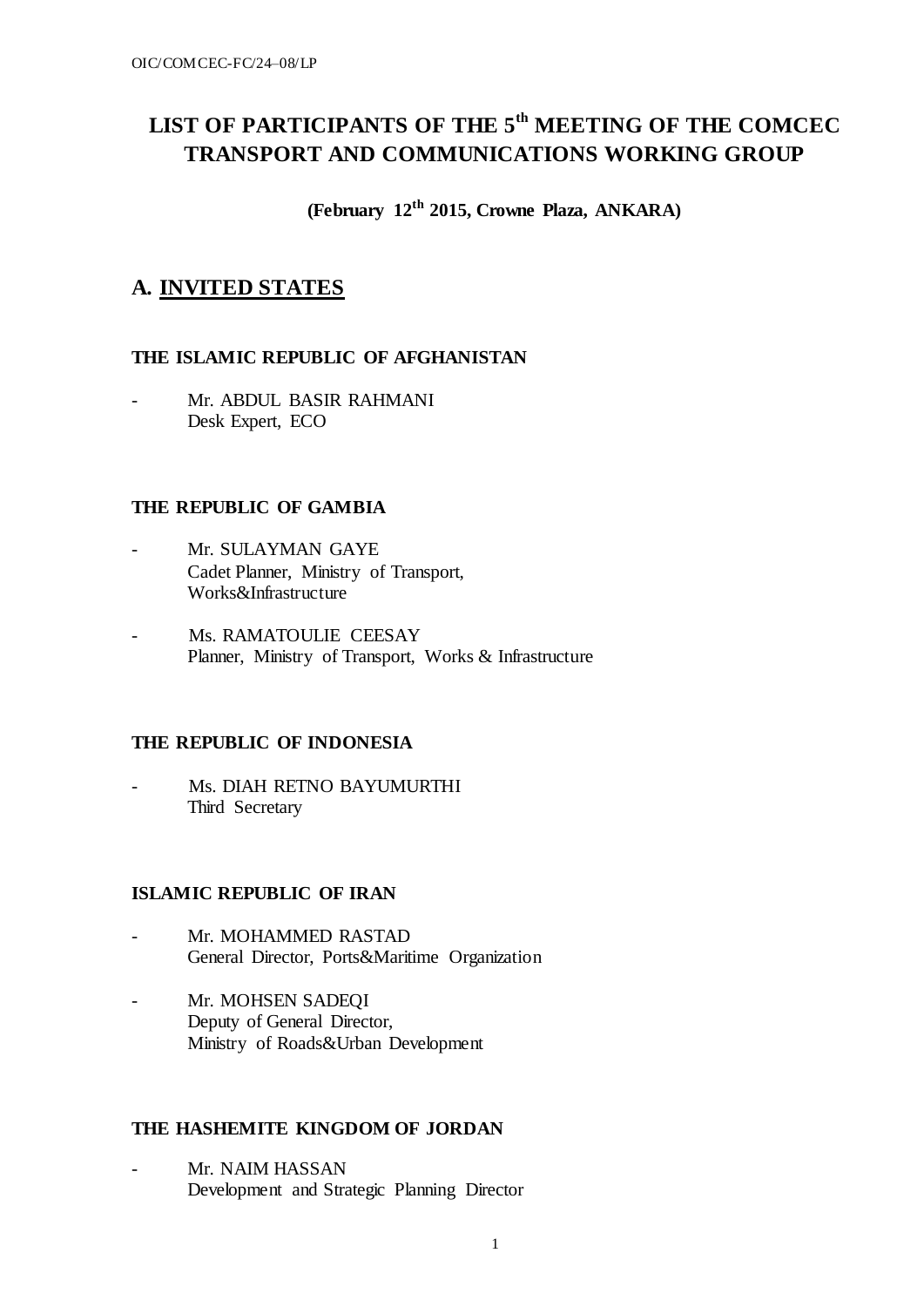OIC/COMCEC-FC/24–08/LP

# LIST OF PARTICIPANTS OF THE 5th MEETING OF THE COMCEC TRANSPORT AND COMMUNICATIONS WORKING GROUP

**(February 12th 2015, Crowne Plaza, ANKARA)**

## A. INVITED STATES

### THE ISLAMIC REPUBLIC OF AFGHANISTAN

- Mr. ABDUL BASIR RAHMANI
  Desk Expert, ECO

### THE REPUBLIC OF GAMBIA

- Mr. SULAYMAN GAYE
  Cadet Planner, Ministry of Transport, Works&Infrastructure

- Ms. RAMATOULIE CEESAY
  Planner, Ministry of Transport, Works & Infrastructure

### THE REPUBLIC OF INDONESIA

- Ms. DIAH RETNO BAYUMURTHI
  Third Secretary

### ISLAMIC REPUBLIC OF IRAN

- Mr. MOHAMMED RASTAD
  General Director, Ports&Maritime Organization

- Mr. MOHSEN SADEQI
  Deputy of General Director,
  Ministry of Roads&Urban Development

### THE HASHEMITE KINGDOM OF JORDAN

- Mr. NAIM HASSAN
  Development and Strategic Planning Director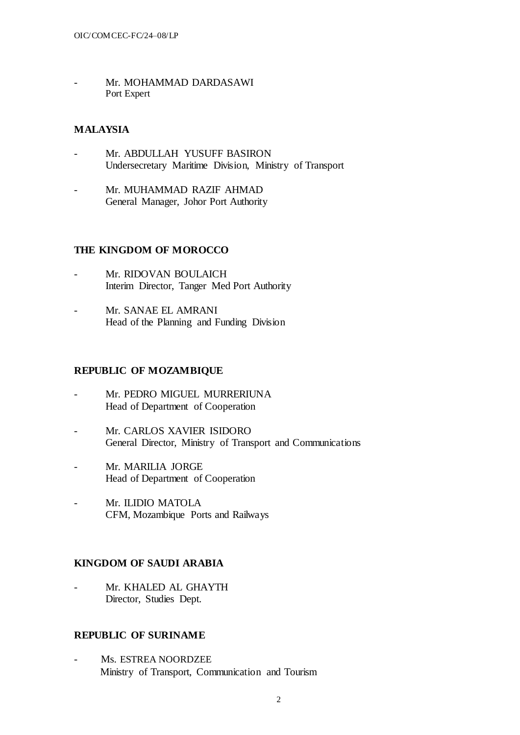- Mr. MOHAMMAD DARDASAWI
  Port Expert

**MALAYSIA**

- Mr. ABDULLAH YUSUFF BASIRON
  Undersecretary Maritime Division, Ministry of Transport

- Mr. MUHAMMAD RAZIF AHMAD
  General Manager, Johor Port Authority

**THE KINGDOM OF MOROCCO**

- Mr. RIDOVAN BOULAICH
  Interim Director, Tanger Med Port Authority

- Mr. SANAE EL AMRANI
  Head of the Planning and Funding Division

**REPUBLIC OF MOZAMBIQUE**

- Mr. PEDRO MIGUEL MURRERIUNA
  Head of Department of Cooperation

- Mr. CARLOS XAVIER ISIDORO
  General Director, Ministry of Transport and Communications

- Mr. MARILIA JORGE
  Head of Department of Cooperation

- Mr. ILIDIO MATOLA
  CFM, Mozambique Ports and Railways

**KINGDOM OF SAUDI ARABIA**

- Mr. KHALED AL GHAYTH
  Director, Studies Dept.

**REPUBLIC OF SURINAME**

- Ms. ESTREA NOORDZEE
  Ministry of Transport, Communication and Tourism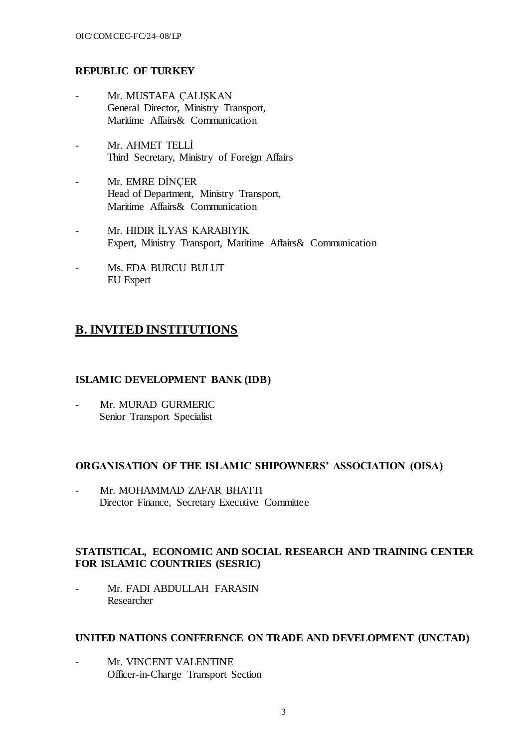**REPUBLIC OF TURKEY**

- Mr. MUSTAFA ÇALIŞKAN
  General Director, Ministry Transport,
  Maritime Affairs& Communication

- Mr. AHMET TELLİ
  Third Secretary, Ministry of Foreign Affairs

- Mr. EMRE DİNÇER
  Head of Department, Ministry Transport,
  Maritime Affairs& Communication

- Mr. HIDIR İLYAS KARABIYIK
  Expert, Ministry Transport, Maritime Affairs& Communication

- Ms. EDA BURCU BULUT
  EU Expert

## B. INVITED INSTITUTIONS

**ISLAMIC DEVELOPMENT BANK (IDB)**

- Mr. MURAD GURMERIC
  Senior Transport Specialist

**ORGANISATION OF THE ISLAMIC SHIPOWNERS' ASSOCIATION (OISA)**

- Mr. MOHAMMAD ZAFAR BHATTI
  Director Finance, Secretary Executive Committee

**STATISTICAL, ECONOMIC AND SOCIAL RESEARCH AND TRAINING CENTER FOR ISLAMIC COUNTRIES (SESRIC)**

- Mr. FADI ABDULLAH FARASIN
  Researcher

**UNITED NATIONS CONFERENCE ON TRADE AND DEVELOPMENT (UNCTAD)**

- Mr. VINCENT VALENTINE
  Officer-in-Charge Transport Section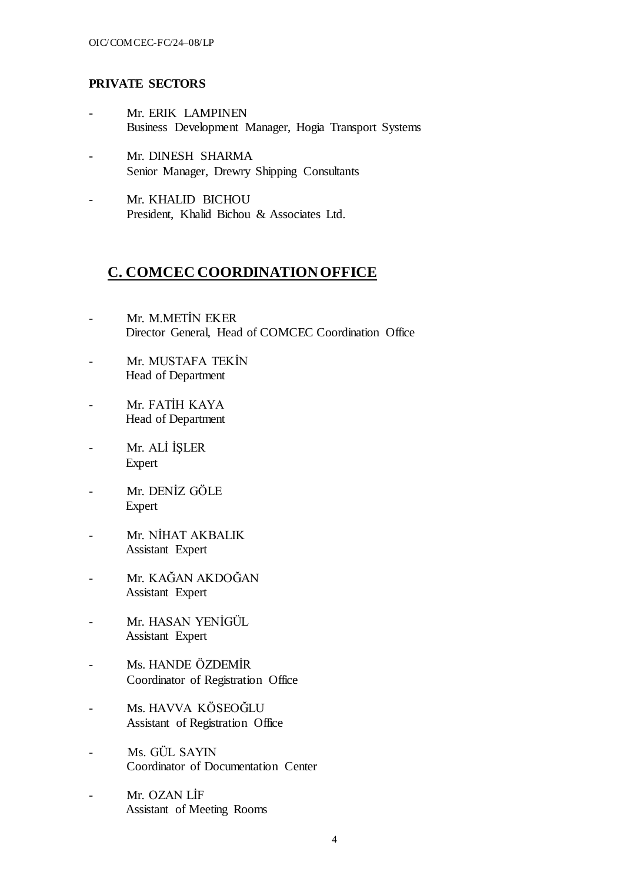**PRIVATE SECTORS**

- Mr. ERIK LAMPINEN
  Business Development Manager, Hogia Transport Systems

- Mr. DINESH SHARMA
  Senior Manager, Drewry Shipping Consultants

- Mr. KHALID BICHOU
  President, Khalid Bichou & Associates Ltd.

## C. COMCEC COORDINATION OFFICE

- Mr. M.METİN EKER
  Director General, Head of COMCEC Coordination Office

- Mr. MUSTAFA TEKİN
  Head of Department

- Mr. FATİH KAYA
  Head of Department

- Mr. ALİ İŞLER
  Expert

- Mr. DENİZ GÖLE
  Expert

- Mr. NİHAT AKBALIK
  Assistant Expert

- Mr. KAĞAN AKDOĞAN
  Assistant Expert

- Mr. HASAN YENİGÜL
  Assistant Expert

- Ms. HANDE ÖZDEMİR
  Coordinator of Registration Office

- Ms. HAVVA KÖSEOĞLU
  Assistant of Registration Office

- Ms. GÜL SAYIN
  Coordinator of Documentation Center

- Mr. OZAN LİF
  Assistant of Meeting Rooms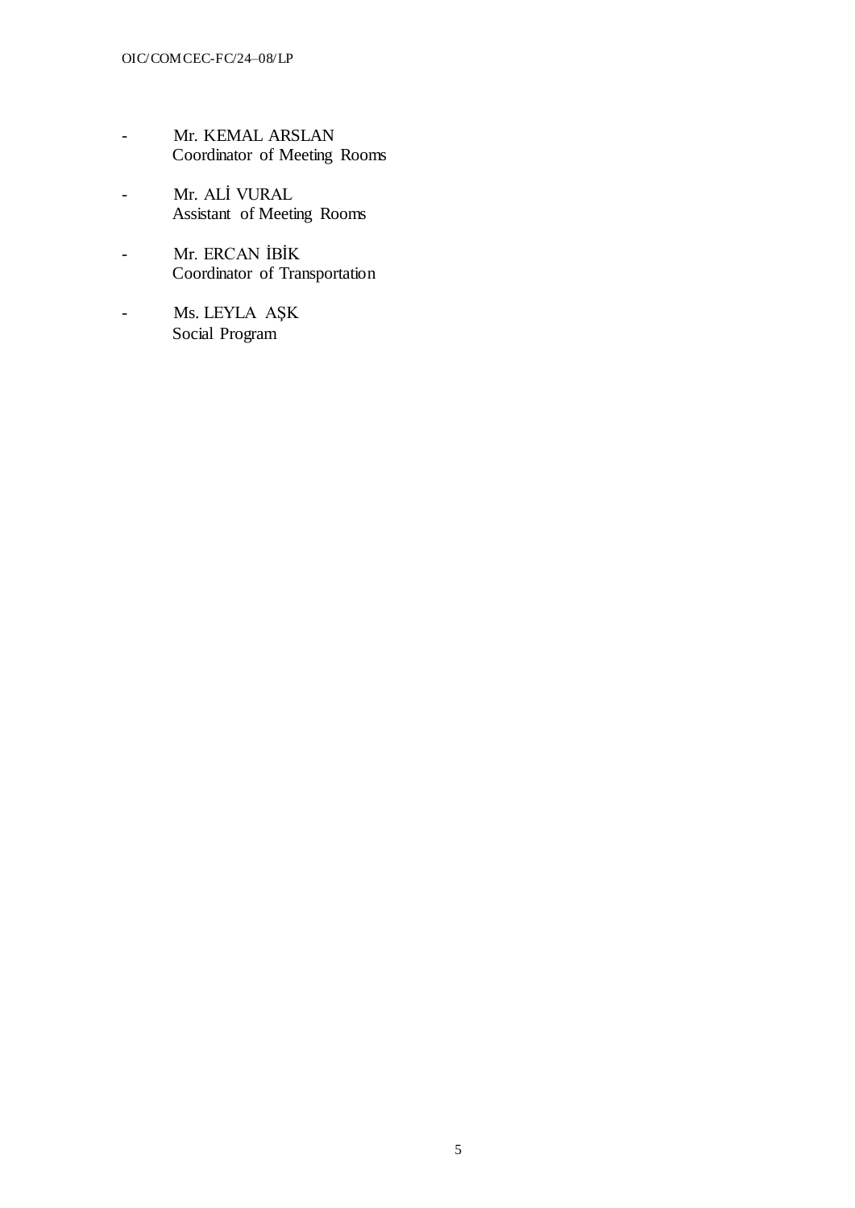- Mr. KEMAL ARSLAN
  Coordinator of Meeting Rooms

- Mr. ALİ VURAL
  Assistant of Meeting Rooms

- Mr. ERCAN İBİK
  Coordinator of Transportation

- Ms. LEYLA AŞK
  Social Program